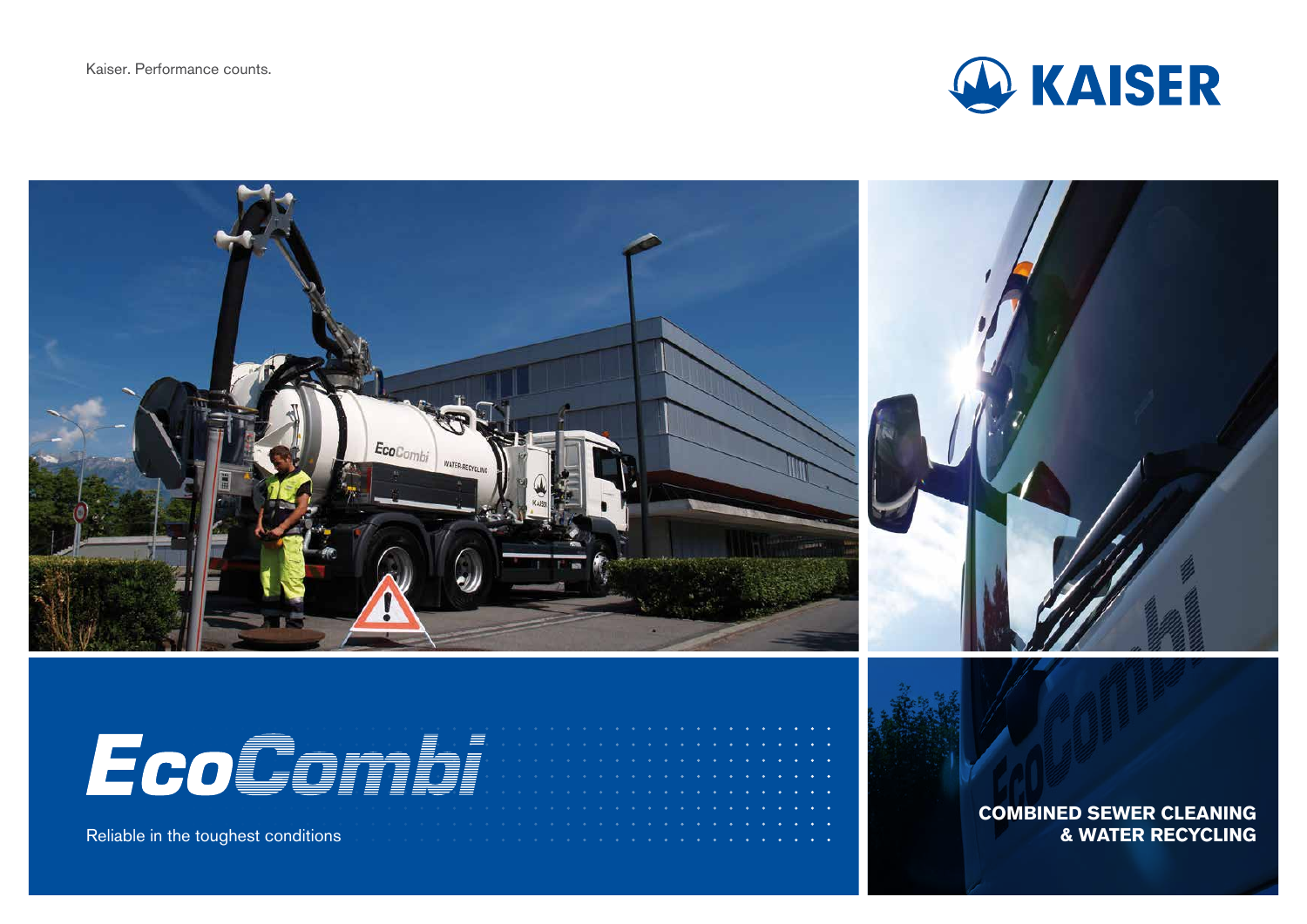Kaiser. Performance counts.

KAISER

# EcoCombi

Reliable in the toughest conditions

**COMBINED SEWER CLEANING & WATER RECYCLING**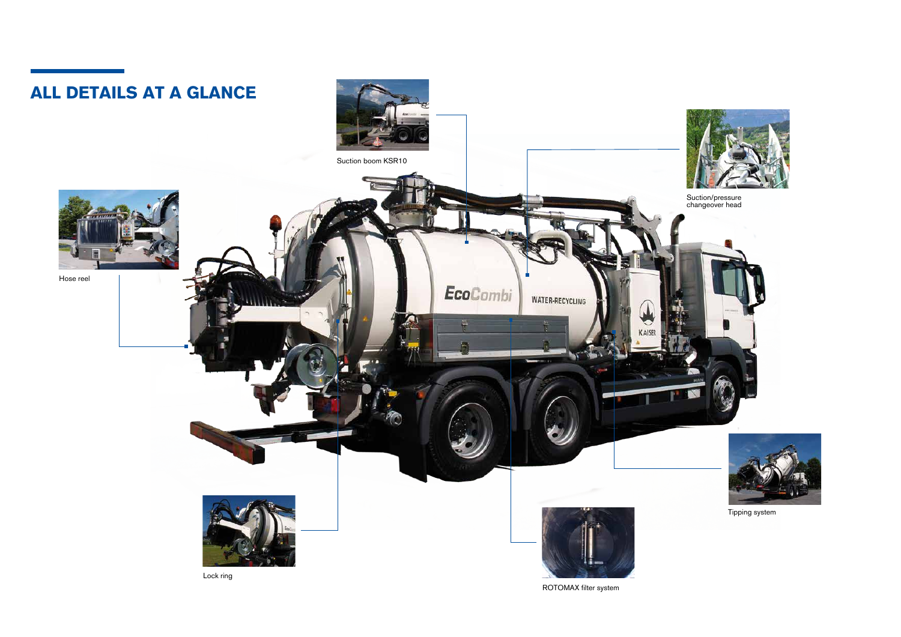## ALL DETAILS AT A GLANCE

Suction boom KSR10

Suction/pressure changeover head

Hose reel

Tipping system

Lock ring

ROTOMAX filter system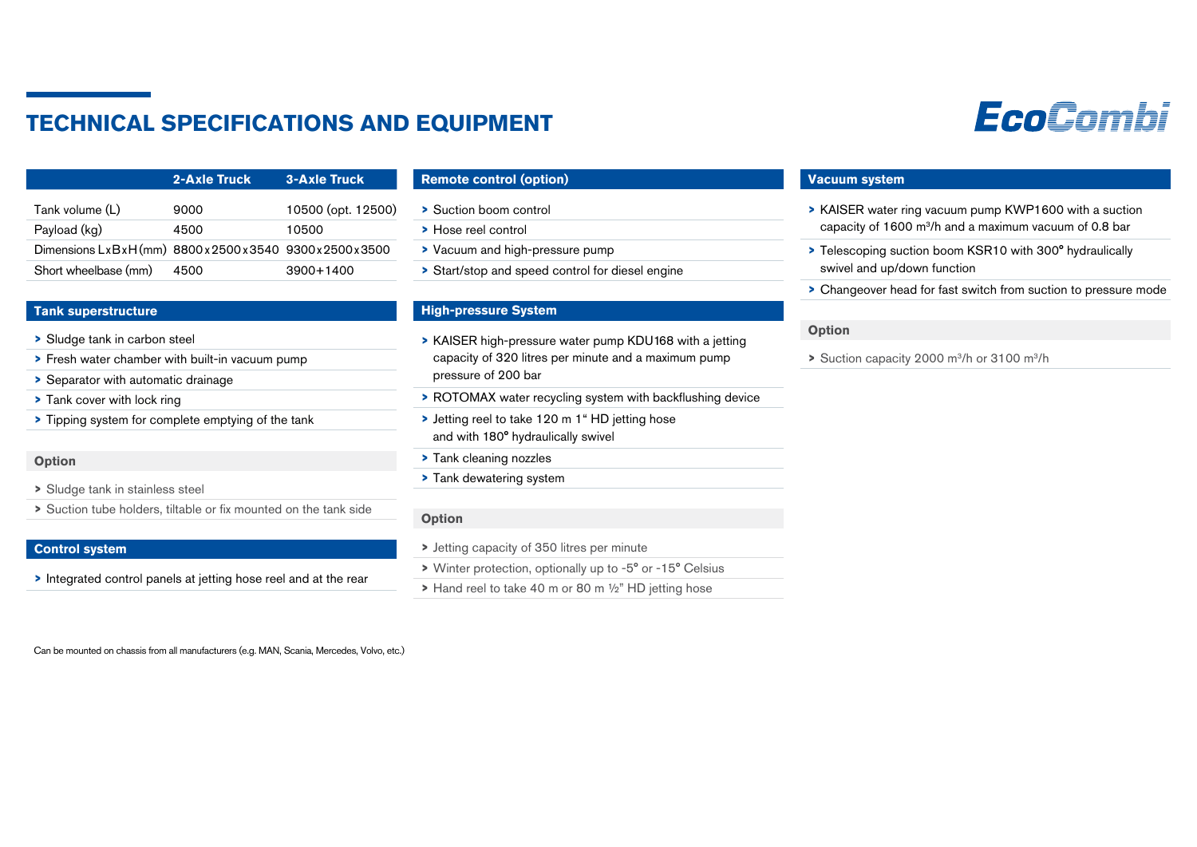# TECHNICAL SPECIFICATIONS AND EQUIPMENT

EcoCombi

| | 2-Axle Truck | 3-Axle Truck |
|---|---|---|
| Tank volume (L) | 9000 | 10500 (opt. 12500) |
| Payload (kg) | 4500 | 10500 |
| Dimensions LxBxH (mm) | 8800x2500x3540 | 9300x2500x3500 |
| Short wheelbase (mm) | 4500 | 3900+1400 |

## Tank superstructure

- Sludge tank in carbon steel
- Fresh water chamber with built-in vacuum pump
- Separator with automatic drainage
- Tank cover with lock ring
- Tipping system for complete emptying of the tank

### Option

- Sludge tank in stainless steel
- Suction tube holders, tiltable or fix mounted on the tank side

## Control system

- Integrated control panels at jetting hose reel and at the rear

## Remote control (option)

- Suction boom control
- Hose reel control
- Vacuum and high-pressure pump
- Start/stop and speed control for diesel engine

## High-pressure System

- KAISER high-pressure water pump KDU168 with a jetting capacity of 320 litres per minute and a maximum pump pressure of 200 bar
- ROTOMAX water recycling system with backflushing device
- Jetting reel to take 120 m 1“ HD jetting hose and with 180° hydraulically swivel
- Tank cleaning nozzles
- Tank dewatering system

### Option

- Jetting capacity of 350 litres per minute
- Winter protection, optionally up to -5° or -15° Celsius
- Hand reel to take 40 m or 80 m ½” HD jetting hose

## Vacuum system

- KAISER water ring vacuum pump KWP1600 with a suction capacity of 1600 m³/h and a maximum vacuum of 0.8 bar
- Telescoping suction boom KSR10 with 300° hydraulically swivel and up/down function
- Changeover head for fast switch from suction to pressure mode

### Option

- Suction capacity 2000 m³/h or 3100 m³/h

Can be mounted on chassis from all manufacturers (e.g. MAN, Scania, Mercedes, Volvo, etc.)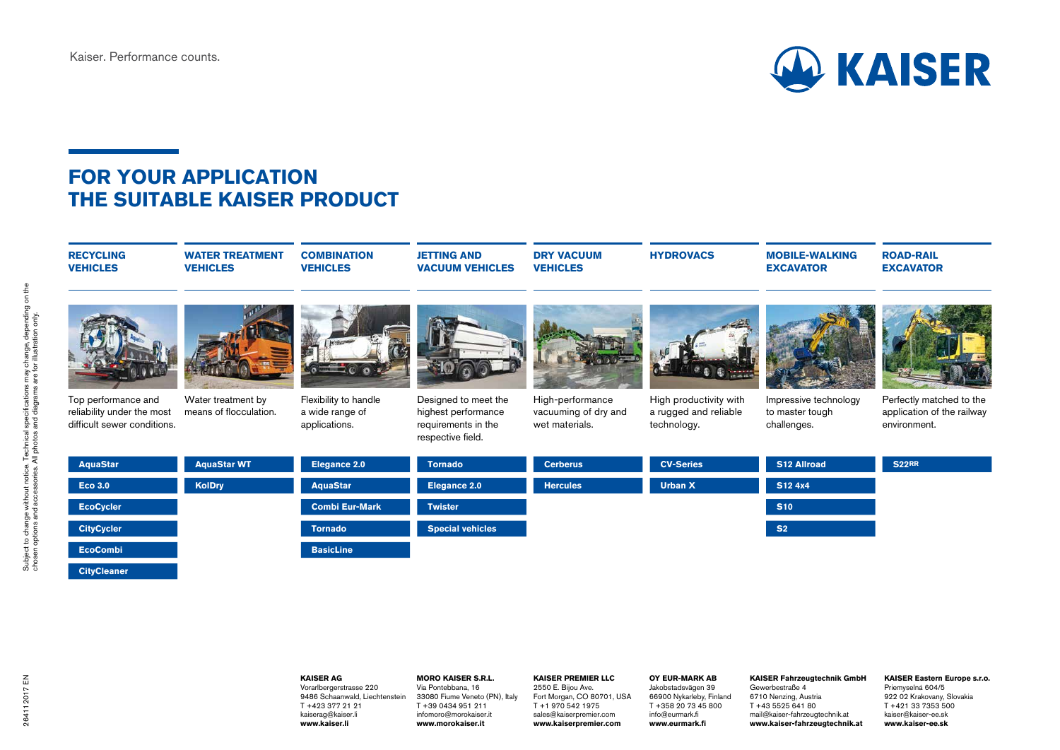Kaiser. Performance counts.

KAISER

# FOR YOUR APPLICATION THE SUITABLE KAISER PRODUCT

| RECYCLING VEHICLES | WATER TREATMENT VEHICLES | COMBINATION VEHICLES | JETTING AND VACUUM VEHICLES | DRY VACUUM VEHICLES | HYDROVACS | MOBILE-WALKING EXCAVATOR | ROAD-RAIL EXCAVATOR |
|---|---|---|---|---|---|---|---|
| Top performance and reliability under the most difficult sewer conditions. | Water treatment by means of flocculation. | Flexibility to handle a wide range of applications. | Designed to meet the highest performance requirements in the respective field. | High-performance vacuuming of dry and wet materials. | High productivity with a rugged and reliable technology. | Impressive technology to master tough challenges. | Perfectly matched to the application of the railway environment. |
| **AquaStar** | **AquaStar WT** | **Elegance 2.0** | **Tornado** | **Cerberus** | **CV-Series** | **S12 Allroad** | **S22RR** |
| **Eco 3.0** | **KolDry** | **AquaStar** | **Elegance 2.0** | **Hercules** | **Urban X** | **S12 4x4** | |
| **EcoCycler** | | **Combi Eur-Mark** | **Twister** | | | **S10** | |
| **CityCycler** | | **Tornado** | **Special vehicles** | | | **S2** | |
| **EcoCombi** | | **BasicLine** | | | | | |
| **CityCleaner** | | | | | | | |

Subject to change without notice. Technical specifications may change, depending on the chosen options and accessories. All photos and diagrams are for illustration only.

26411 2017 EN

**KAISER AG**
Vorarlbergerstrasse 220
9486 Schaanwald, Liechtenstein
T +423 377 21 21
kaiserag@kaiser.li
**www.kaiser.li**

**MORO KAISER S.R.L.**
Via Pontebbana, 16
33080 Fiume Veneto (PN), Italy
T +39 0434 951 211
infomoro@morokaiser.it
**www.morokaiser.it**

**KAISER PREMIER LLC**
2550 E. Bijou Ave.
Fort Morgan, CO 80701, USA
T +1 970 542 1975
sales@kaiserpremier.com
**www.kaiserpremier.com**

**OY EUR-MARK AB**
Jakobstadsvägen 39
66900 Nykarleby, Finland
T +358 20 73 45 800
info@eurmark.fi
**www.eurmark.fi**

**KAISER Fahrzeugtechnik GmbH**
Gewerbestraße 4
6710 Nenzing, Austria
T +43 5525 641 80
mail@kaiser-fahrzeugtechnik.at
**www.kaiser-fahrzeugtechnik.at**

**KAISER Eastern Europe s.r.o.**
Priemyselná 604/5
922 02 Krakovany, Slovakia
T +421 33 7353 500
kaiser@kaiser-ee.sk
**www.kaiser-ee.sk**